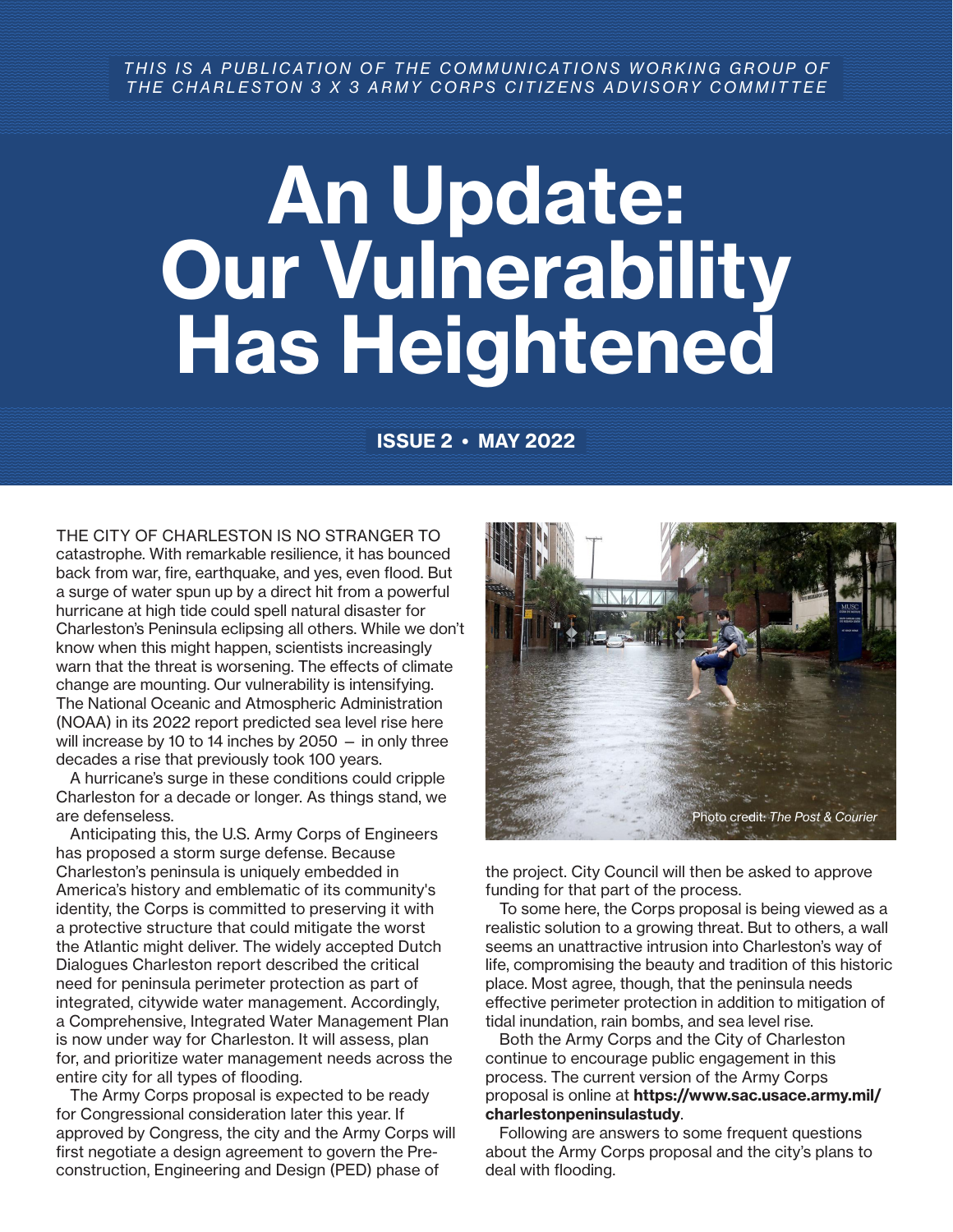*THIS IS A PUBLICATION OF THE COMMUNICATIONS WORKING GROUP OF THE CHARLESTON 3 X 3 ARMY CORPS CITIZENS ADVISORY COMMITTEE*

# An Update: Our Vulnerability Has Heightened

**ISSUE 2 • MAY 2022**

THE CITY OF CHARLESTON IS NO STRANGER TO catastrophe. With remarkable resilience, it has bounced back from war, fire, earthquake, and yes, even flood. But a surge of water spun up by a direct hit from a powerful hurricane at high tide could spell natural disaster for Charleston's Peninsula eclipsing all others. While we don't know when this might happen, scientists increasingly warn that the threat is worsening. The effects of climate change are mounting. Our vulnerability is intensifying. The National Oceanic and Atmospheric Administration (NOAA) in its 2022 report predicted sea level rise here will increase by 10 to 14 inches by 2050 – in only three decades a rise that previously took 100 years.

A hurricane's surge in these conditions could cripple Charleston for a decade or longer. As things stand, we are defenseless.

Anticipating this, the U.S. Army Corps of Engineers has proposed a storm surge defense. Because Charleston's peninsula is uniquely embedded in America's history and emblematic of its community's identity, the Corps is committed to preserving it with a protective structure that could mitigate the worst the Atlantic might deliver. The widely accepted Dutch Dialogues Charleston report described the critical need for peninsula perimeter protection as part of integrated, citywide water management. Accordingly, a Comprehensive, Integrated Water Management Plan is now under way for Charleston. It will assess, plan for, and prioritize water management needs across the entire city for all types of flooding.

The Army Corps proposal is expected to be ready for Congressional consideration later this year. If approved by Congress, the city and the Army Corps will first negotiate a design agreement to govern the Pre-construction, Engineering and Design (PED) phase of the project. City Council will then be asked to approve funding for that part of the process.

Photo credit: *The Post & Courier*

To some here, the Corps proposal is being viewed as a realistic solution to a growing threat. But to others, a wall seems an unattractive intrusion into Charleston's way of life, compromising the beauty and tradition of this historic place. Most agree, though, that the peninsula needs effective perimeter protection in addition to mitigation of tidal inundation, rain bombs, and sea level rise.

Both the Army Corps and the City of Charleston continue to encourage public engagement in this process. The current version of the Army Corps proposal is online at **https://www.sac.usace.army.mil/charlestonpeninsulastudy**.

Following are answers to some frequent questions about the Army Corps proposal and the city's plans to deal with flooding.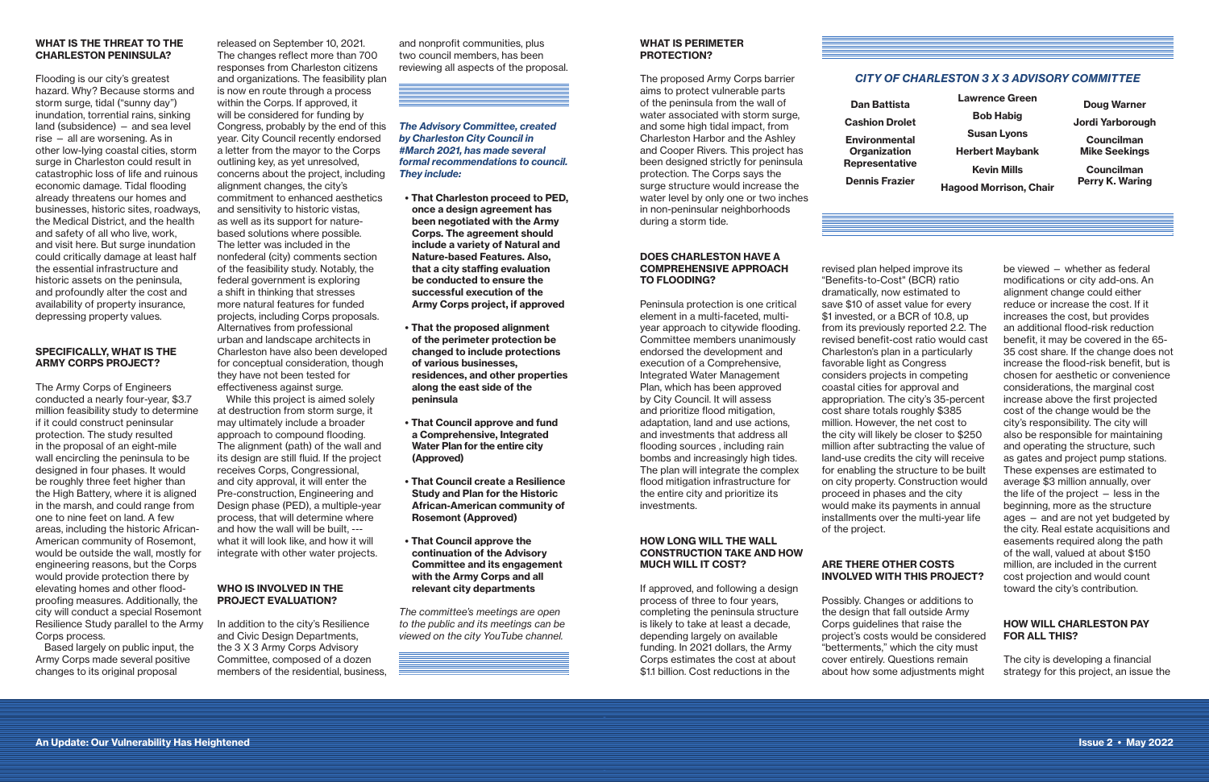### WHAT IS THE THREAT TO THE CHARLESTON PENINSULA?

Flooding is our city's greatest hazard. Why? Because storms and storm surge, tidal ("sunny day") inundation, torrential rains, sinking land (subsidence) – and sea level rise – all are worsening. As in other low-lying coastal cities, storm surge in Charleston could result in catastrophic loss of life and ruinous economic damage. Tidal flooding already threatens our homes and businesses, historic sites, roadways, the Medical District, and the health and safety of all who live, work, and visit here. But surge inundation could critically damage at least half the essential infrastructure and historic assets on the peninsula, and profoundly alter the cost and availability of property insurance, depressing property values.

### SPECIFICALLY, WHAT IS THE ARMY CORPS PROJECT?

The Army Corps of Engineers conducted a nearly four-year, $3.7 million feasibility study to determine if it could construct peninsular protection. The study resulted in the proposal of an eight-mile wall encircling the peninsula to be designed in four phases. It would be roughly three feet higher than the High Battery, where it is aligned in the marsh, and could range from one to nine feet on land. A few areas, including the historic African-American community of Rosemont, would be outside the wall, mostly for engineering reasons, but the Corps would provide protection there by elevating homes and other flood-proofing measures. Additionally, the city will conduct a special Rosemont Resilience Study parallel to the Army Corps process.

Based largely on public input, the Army Corps made several positive changes to its original proposal released on September 10, 2021. The changes reflect more than 700 responses from Charleston citizens and organizations. The feasibility plan is now en route through a process within the Corps. If approved, it will be considered for funding by Congress, probably by the end of this year. City Council recently endorsed a letter from the mayor to the Corps outlining key, as yet unresolved, concerns about the project, including alignment changes, the city's commitment to enhanced aesthetics and sensitivity to historic vistas, as well as its support for nature-based solutions where possible. The letter was included in the nonfederal (city) comments section of the feasibility study. Notably, the federal government is exploring a shift in thinking that stresses more natural features for funded projects, including Corps proposals. Alternatives from professional urban and landscape architects in Charleston have also been developed for conceptual consideration, though they have not been tested for effectiveness against surge.

While this project is aimed solely at destruction from storm surge, it may ultimately include a broader approach to compound flooding. The alignment (path) of the wall and its design are still fluid. If the project receives Corps, Congressional, and city approval, it will enter the Pre-construction, Engineering and Design phase (PED), a multiple-year process, that will determine where and how the wall will be built, --- what it will look like, and how it will integrate with other water projects.

### WHO IS INVOLVED IN THE PROJECT EVALUATION?

In addition to the city's Resilience and Civic Design Departments, the 3 X 3 Army Corps Advisory Committee, composed of a dozen members of the residential, business, and nonprofit communities, plus two council members, has been reviewing all aspects of the proposal.

***The Advisory Committee, created by Charleston City Council in #March 2021, has made several formal recommendations to council. They include:***

- **That Charleston proceed to PED, once a design agreement has been negotiated with the Army Corps. The agreement should include a variety of Natural and Nature-based Features. Also, that a city staffing evaluation be conducted to ensure the successful execution of the Army Corps project, if approved**
- **That the proposed alignment of the perimeter protection be changed to include protections of various businesses, residences, and other properties along the east side of the peninsula**
- **That Council approve and fund a Comprehensive, Integrated Water Plan for the entire city (Approved)**
- **That Council create a Resilience Study and Plan for the Historic African-American community of Rosemont (Approved)**
- **That Council approve the continuation of the Advisory Committee and its engagement with the Army Corps and all relevant city departments**

*The committee's meetings are open to the public and its meetings can be viewed on the city YouTube channel.*

### WHAT IS PERIMETER PROTECTION?

The proposed Army Corps barrier aims to protect vulnerable parts of the peninsula from the wall of water associated with storm surge, and some high tidal impact, from Charleston Harbor and the Ashley and Cooper Rivers. This project has been designed strictly for peninsula protection. The Corps says the surge structure would increase the water level by only one or two inches in non-peninsular neighborhoods during a storm tide.

### *CITY OF CHARLESTON 3 X 3 ADVISORY COMMITTEE*

- **Dan Battista**
- **Cashion Drolet**
- **Environmental Organization Representative**
- **Dennis Frazier**
- **Lawrence Green**
- **Bob Habig**
- **Susan Lyons**
- **Herbert Maybank**
- **Kevin Mills**
- **Hagood Morrison, Chair**
- **Doug Warner**
- **Jordi Yarborough**
- **Councilman Mike Seekings**
- **Councilman Perry K. Waring**

### DOES CHARLESTON HAVE A COMPREHENSIVE APPROACH TO FLOODING?

Peninsula protection is one critical element in a multi-faceted, multi-year approach to citywide flooding. Committee members unanimously endorsed the development and execution of a Comprehensive, Integrated Water Management Plan, which has been approved by City Council. It will assess and prioritize flood mitigation, adaptation, land and use actions, and investments that address all flooding sources , including rain bombs and increasingly high tides. The plan will integrate the complex flood mitigation infrastructure for the entire city and prioritize its investments.

### HOW LONG WILL THE WALL CONSTRUCTION TAKE AND HOW MUCH WILL IT COST?

If approved, and following a design process of three to four years, completing the peninsula structure is likely to take at least a decade, depending largely on available funding. In 2021 dollars, the Army Corps estimates the cost at about $1.1 billion. Cost reductions in the revised plan helped improve its "Benefits-to-Cost" (BCR) ratio dramatically, now estimated to save $10 of asset value for every $1 invested, or a BCR of 10.8, up from its previously reported 2.2. The revised benefit-cost ratio would cast Charleston's plan in a particularly favorable light as Congress considers projects in competing coastal cities for approval and appropriation. The city's 35-percent cost share totals roughly $385 million. However, the net cost to the city will likely be closer to $250 million after subtracting the value of land-use credits the city will receive for enabling the structure to be built on city property. Construction would proceed in phases and the city would make its payments in annual installments over the multi-year life of the project.

### ARE THERE OTHER COSTS INVOLVED WITH THIS PROJECT?

Possibly. Changes or additions to the design that fall outside Army Corps guidelines that raise the project's costs would be considered "betterments," which the city must cover entirely. Questions remain about how some adjustments might be viewed – whether as federal modifications or city add-ons. An alignment change could either reduce or increase the cost. If it increases the cost, but provides an additional flood-risk reduction benefit, it may be covered in the 65-35 cost share. If the change does not increase the flood-risk benefit, but is chosen for aesthetic or convenience considerations, the marginal cost increase above the first projected cost of the change would be the city's responsibility. The city will also be responsible for maintaining and operating the structure, such as gates and project pump stations. These expenses are estimated to average $3 million annually, over the life of the project – less in the beginning, more as the structure ages – and are not yet budgeted by the city. Real estate acquisitions and easements required along the path of the wall, valued at about $150 million, are included in the current cost projection and would count toward the city's contribution.

### HOW WILL CHARLESTON PAY FOR ALL THIS?

The city is developing a financial strategy for this project, an issue the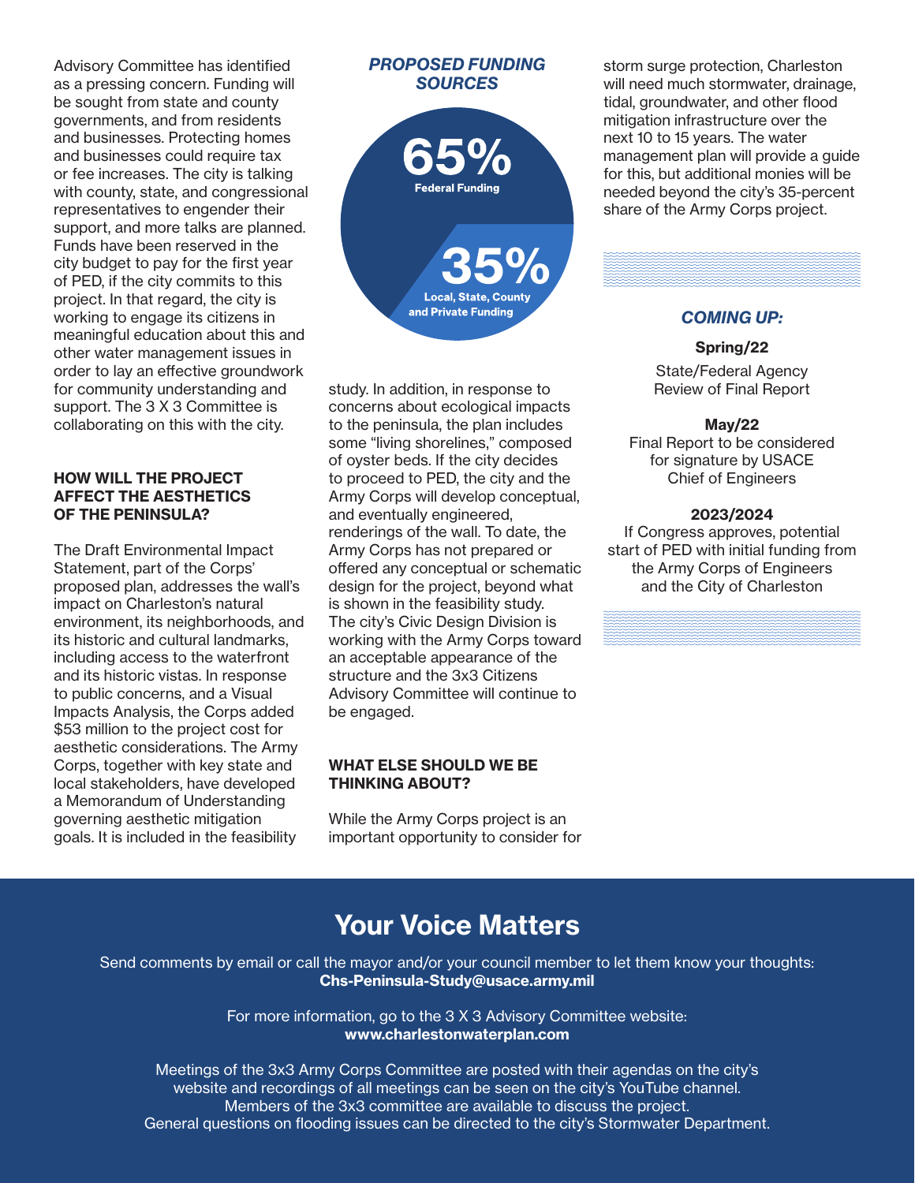Advisory Committee has identified as a pressing concern. Funding will be sought from state and county governments, and from residents and businesses. Protecting homes and businesses could require tax or fee increases. The city is talking with county, state, and congressional representatives to engender their support, and more talks are planned. Funds have been reserved in the city budget to pay for the first year of PED, if the city commits to this project. In that regard, the city is working to engage its citizens in meaningful education about this and other water management issues in order to lay an effective groundwork for community understanding and support. The 3 X 3 Committee is collaborating on this with the city.

### HOW WILL THE PROJECT AFFECT THE AESTHETICS OF THE PENINSULA?

The Draft Environmental Impact Statement, part of the Corps' proposed plan, addresses the wall's impact on Charleston's natural environment, its neighborhoods, and its historic and cultural landmarks, including access to the waterfront and its historic vistas. In response to public concerns, and a Visual Impacts Analysis, the Corps added $53 million to the project cost for aesthetic considerations. The Army Corps, together with key state and local stakeholders, have developed a Memorandum of Understanding governing aesthetic mitigation goals. It is included in the feasibility study. In addition, in response to concerns about ecological impacts to the peninsula, the plan includes some "living shorelines," composed of oyster beds. If the city decides to proceed to PED, the city and the Army Corps will develop conceptual, and eventually engineered, renderings of the wall. To date, the Army Corps has not prepared or offered any conceptual or schematic design for the project, beyond what is shown in the feasibility study. The city's Civic Design Division is working with the Army Corps toward an acceptable appearance of the structure and the 3x3 Citizens Advisory Committee will continue to be engaged.

***PROPOSED FUNDING SOURCES***

65%
Federal Funding

35%
Local, State, County and Private Funding

### WHAT ELSE SHOULD WE BE THINKING ABOUT?

While the Army Corps project is an important opportunity to consider for storm surge protection, Charleston will need much stormwater, drainage, tidal, groundwater, and other flood mitigation infrastructure over the next 10 to 15 years. The water management plan will provide a guide for this, but additional monies will be needed beyond the city's 35-percent share of the Army Corps project.

***COMING UP:***

**Spring/22**
State/Federal Agency Review of Final Report

**May/22**
Final Report to be considered for signature by USACE Chief of Engineers

**2023/2024**
If Congress approves, potential start of PED with initial funding from the Army Corps of Engineers and the City of Charleston

## Your Voice Matters

Send comments by email or call the mayor and/or your council member to let them know your thoughts:
**Chs-Peninsula-Study@usace.army.mil**

For more information, go to the 3 X 3 Advisory Committee website:
**www.charlestonwaterplan.com**

Meetings of the 3x3 Army Corps Committee are posted with their agendas on the city's website and recordings of all meetings can be seen on the city's YouTube channel.
Members of the 3x3 committee are available to discuss the project.
General questions on flooding issues can be directed to the city's Stormwater Department.